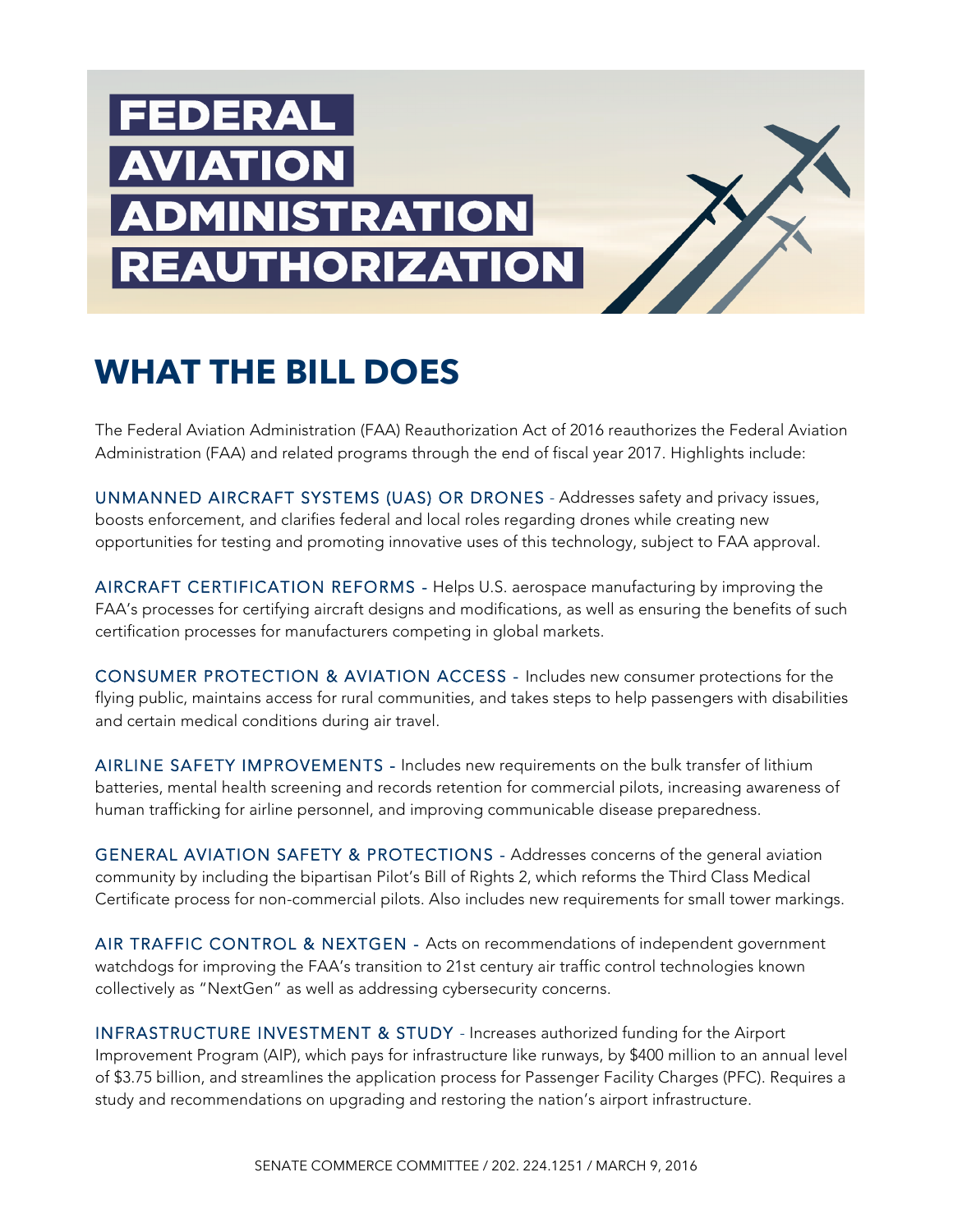# FEDERAL AVIATION ADMINISTRATION REAUTHORIZATION

## WHAT THE BILL DOES

The Federal Aviation Administration (FAA) Reauthorization Act of 2016 reauthorizes the Federal Aviation Administration (FAA) and related programs through the end of fiscal year 2017. Highlights include:

UNMANNED AIRCRAFT SYSTEMS (UAS) OR DRONES - Addresses safety and privacy issues, boosts enforcement, and clarifies federal and local roles regarding drones while creating new opportunities for testing and promoting innovative uses of this technology, subject to FAA approval.

AIRCRAFT CERTIFICATION REFORMS - Helps U.S. aerospace manufacturing by improving the FAA's processes for certifying aircraft designs and modifications, as well as ensuring the benefits of such certification processes for manufacturers competing in global markets.

CONSUMER PROTECTION & AVIATION ACCESS - Includes new consumer protections for the flying public, maintains access for rural communities, and takes steps to help passengers with disabilities and certain medical conditions during air travel.

AIRLINE SAFETY IMPROVEMENTS - Includes new requirements on the bulk transfer of lithium batteries, mental health screening and records retention for commercial pilots, increasing awareness of human trafficking for airline personnel, and improving communicable disease preparedness.

GENERAL AVIATION SAFETY & PROTECTIONS - Addresses concerns of the general aviation community by including the bipartisan Pilot's Bill of Rights 2, which reforms the Third Class Medical Certificate process for non-commercial pilots. Also includes new requirements for small tower markings.

AIR TRAFFIC CONTROL & NEXTGEN - Acts on recommendations of independent government watchdogs for improving the FAA's transition to 21st century air traffic control technologies known collectively as "NextGen" as well as addressing cybersecurity concerns.

INFRASTRUCTURE INVESTMENT & STUDY - Increases authorized funding for the Airport Improvement Program (AIP), which pays for infrastructure like runways, by $400 million to an annual level of $3.75 billion, and streamlines the application process for Passenger Facility Charges (PFC). Requires a study and recommendations on upgrading and restoring the nation's airport infrastructure.

SENATE COMMERCE COMMITTEE / 202. 224.1251 / MARCH 9, 2016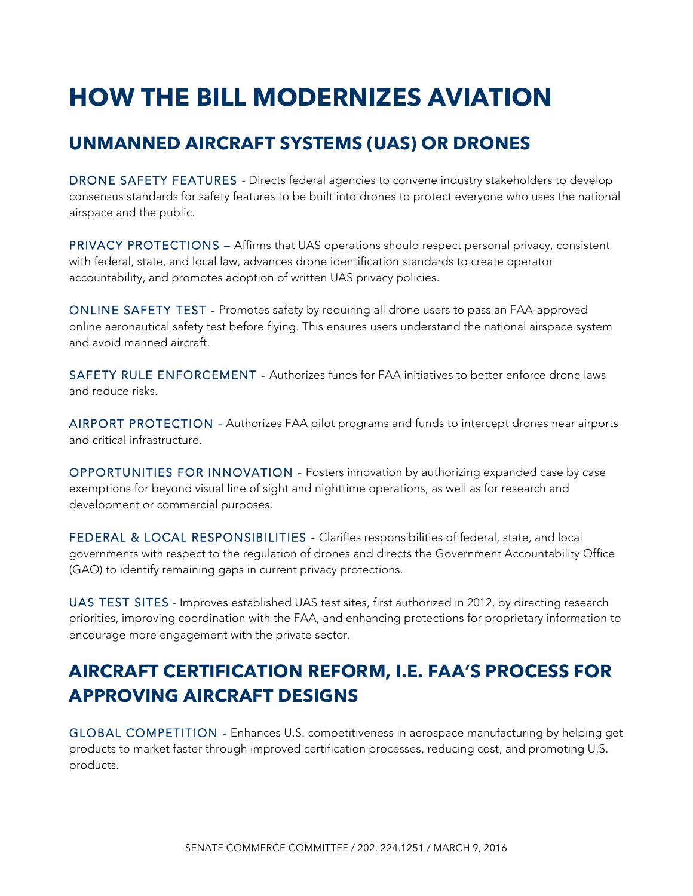# HOW THE BILL MODERNIZES AVIATION

## UNMANNED AIRCRAFT SYSTEMS (UAS) OR DRONES

DRONE SAFETY FEATURES - Directs federal agencies to convene industry stakeholders to develop consensus standards for safety features to be built into drones to protect everyone who uses the national airspace and the public.

PRIVACY PROTECTIONS – Affirms that UAS operations should respect personal privacy, consistent with federal, state, and local law, advances drone identification standards to create operator accountability, and promotes adoption of written UAS privacy policies.

ONLINE SAFETY TEST - Promotes safety by requiring all drone users to pass an FAA-approved online aeronautical safety test before flying. This ensures users understand the national airspace system and avoid manned aircraft.

SAFETY RULE ENFORCEMENT - Authorizes funds for FAA initiatives to better enforce drone laws and reduce risks.

AIRPORT PROTECTION - Authorizes FAA pilot programs and funds to intercept drones near airports and critical infrastructure.

OPPORTUNITIES FOR INNOVATION - Fosters innovation by authorizing expanded case by case exemptions for beyond visual line of sight and nighttime operations, as well as for research and development or commercial purposes.

FEDERAL & LOCAL RESPONSIBILITIES - Clarifies responsibilities of federal, state, and local governments with respect to the regulation of drones and directs the Government Accountability Office (GAO) to identify remaining gaps in current privacy protections.

UAS TEST SITES - Improves established UAS test sites, first authorized in 2012, by directing research priorities, improving coordination with the FAA, and enhancing protections for proprietary information to encourage more engagement with the private sector.

## AIRCRAFT CERTIFICATION REFORM, I.E. FAA'S PROCESS FOR APPROVING AIRCRAFT DESIGNS

GLOBAL COMPETITION - Enhances U.S. competitiveness in aerospace manufacturing by helping get products to market faster through improved certification processes, reducing cost, and promoting U.S. products.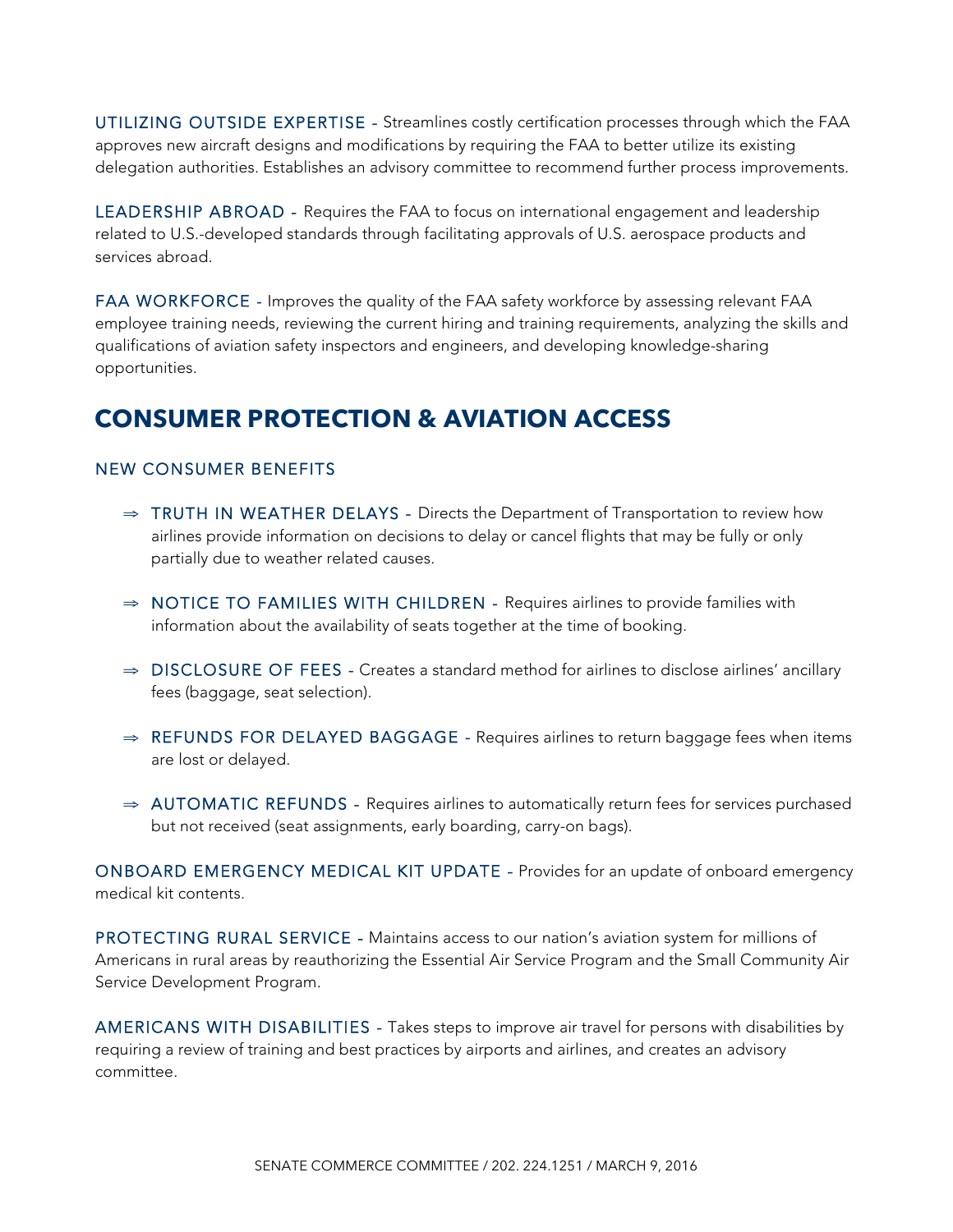UTILIZING OUTSIDE EXPERTISE - Streamlines costly certification processes through which the FAA approves new aircraft designs and modifications by requiring the FAA to better utilize its existing delegation authorities. Establishes an advisory committee to recommend further process improvements.

LEADERSHIP ABROAD - Requires the FAA to focus on international engagement and leadership related to U.S.-developed standards through facilitating approvals of U.S. aerospace products and services abroad.

FAA WORKFORCE - Improves the quality of the FAA safety workforce by assessing relevant FAA employee training needs, reviewing the current hiring and training requirements, analyzing the skills and qualifications of aviation safety inspectors and engineers, and developing knowledge-sharing opportunities.

## CONSUMER PROTECTION & AVIATION ACCESS

### NEW CONSUMER BENEFITS

- ⇒ TRUTH IN WEATHER DELAYS - Directs the Department of Transportation to review how airlines provide information on decisions to delay or cancel flights that may be fully or only partially due to weather related causes.
- ⇒ NOTICE TO FAMILIES WITH CHILDREN - Requires airlines to provide families with information about the availability of seats together at the time of booking.
- ⇒ DISCLOSURE OF FEES - Creates a standard method for airlines to disclose airlines' ancillary fees (baggage, seat selection).
- ⇒ REFUNDS FOR DELAYED BAGGAGE - Requires airlines to return baggage fees when items are lost or delayed.
- ⇒ AUTOMATIC REFUNDS - Requires airlines to automatically return fees for services purchased but not received (seat assignments, early boarding, carry-on bags).

ONBOARD EMERGENCY MEDICAL KIT UPDATE - Provides for an update of onboard emergency medical kit contents.

PROTECTING RURAL SERVICE - Maintains access to our nation's aviation system for millions of Americans in rural areas by reauthorizing the Essential Air Service Program and the Small Community Air Service Development Program.

AMERICANS WITH DISABILITIES - Takes steps to improve air travel for persons with disabilities by requiring a review of training and best practices by airports and airlines, and creates an advisory committee.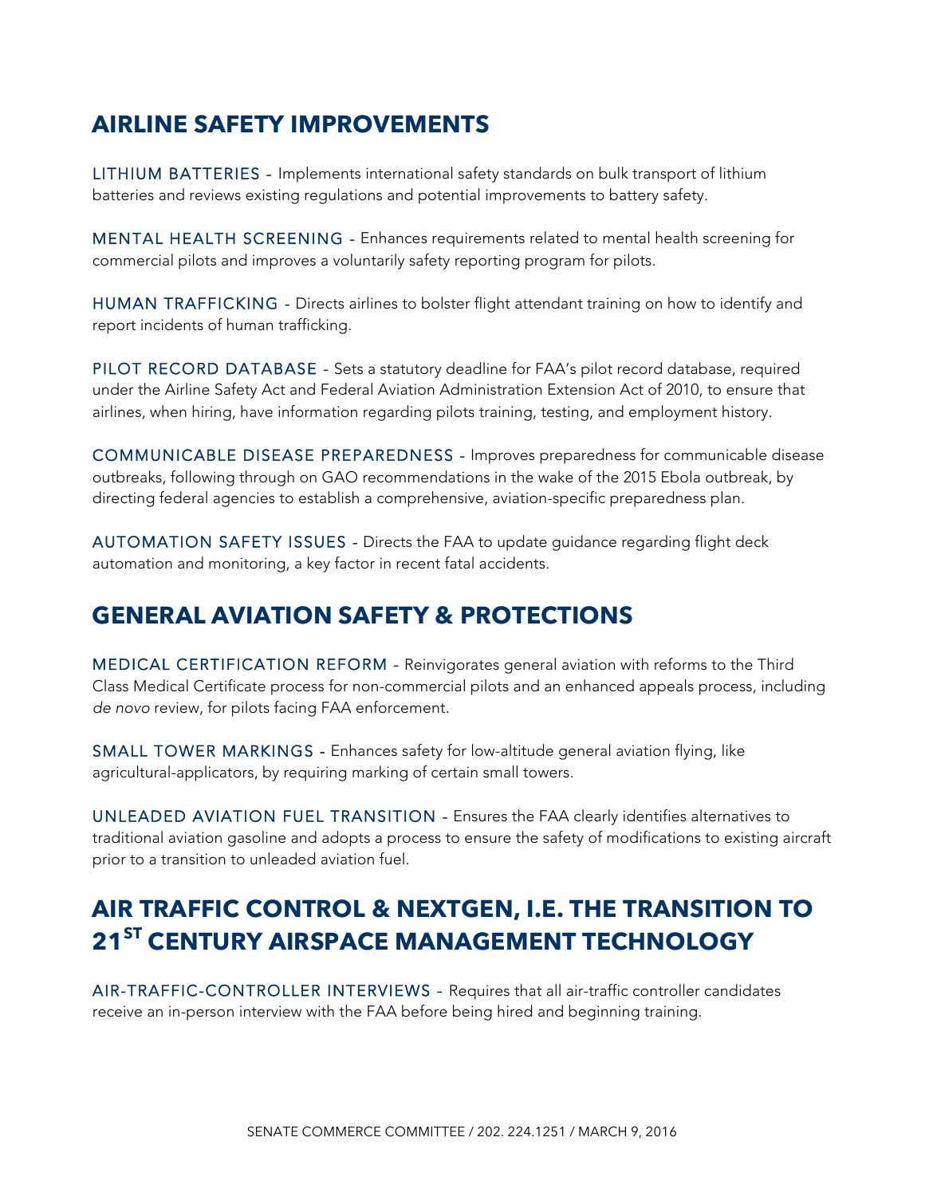## AIRLINE SAFETY IMPROVEMENTS

LITHIUM BATTERIES – Implements international safety standards on bulk transport of lithium batteries and reviews existing regulations and potential improvements to battery safety.

MENTAL HEALTH SCREENING – Enhances requirements related to mental health screening for commercial pilots and improves a voluntarily safety reporting program for pilots.

HUMAN TRAFFICKING – Directs airlines to bolster flight attendant training on how to identify and report incidents of human trafficking.

PILOT RECORD DATABASE – Sets a statutory deadline for FAA's pilot record database, required under the Airline Safety Act and Federal Aviation Administration Extension Act of 2010, to ensure that airlines, when hiring, have information regarding pilots training, testing, and employment history.

COMMUNICABLE DISEASE PREPAREDNESS – Improves preparedness for communicable disease outbreaks, following through on GAO recommendations in the wake of the 2015 Ebola outbreak, by directing federal agencies to establish a comprehensive, aviation-specific preparedness plan.

AUTOMATION SAFETY ISSUES – Directs the FAA to update guidance regarding flight deck automation and monitoring, a key factor in recent fatal accidents.

## GENERAL AVIATION SAFETY & PROTECTIONS

MEDICAL CERTIFICATION REFORM – Reinvigorates general aviation with reforms to the Third Class Medical Certificate process for non-commercial pilots and an enhanced appeals process, including *de novo* review, for pilots facing FAA enforcement.

SMALL TOWER MARKINGS – Enhances safety for low-altitude general aviation flying, like agricultural-applicators, by requiring marking of certain small towers.

UNLEADED AVIATION FUEL TRANSITION – Ensures the FAA clearly identifies alternatives to traditional aviation gasoline and adopts a process to ensure the safety of modifications to existing aircraft prior to a transition to unleaded aviation fuel.

## AIR TRAFFIC CONTROL & NEXTGEN, I.E. THE TRANSITION TO 21ST CENTURY AIRSPACE MANAGEMENT TECHNOLOGY

AIR-TRAFFIC-CONTROLLER INTERVIEWS – Requires that all air-traffic controller candidates receive an in-person interview with the FAA before being hired and beginning training.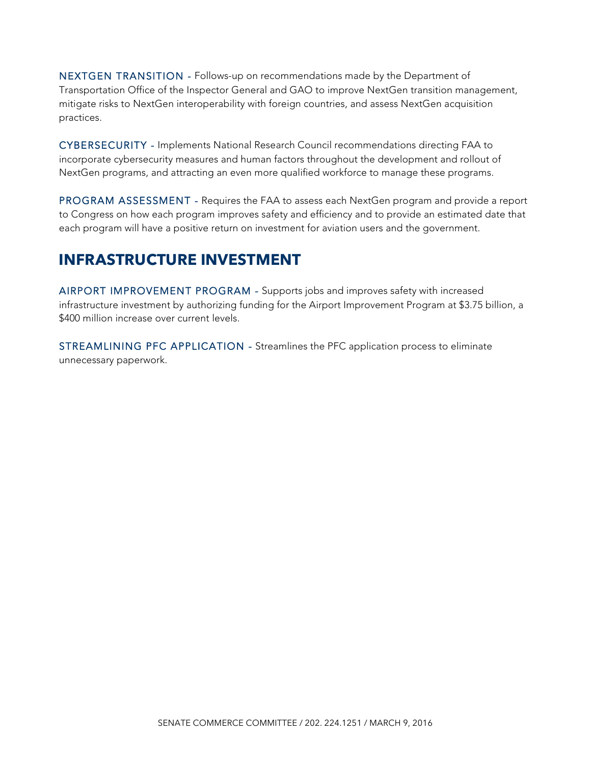**NEXTGEN TRANSITION** - Follows-up on recommendations made by the Department of Transportation Office of the Inspector General and GAO to improve NextGen transition management, mitigate risks to NextGen interoperability with foreign countries, and assess NextGen acquisition practices.

**CYBERSECURITY** - Implements National Research Council recommendations directing FAA to incorporate cybersecurity measures and human factors throughout the development and rollout of NextGen programs, and attracting an even more qualified workforce to manage these programs.

**PROGRAM ASSESSMENT** - Requires the FAA to assess each NextGen program and provide a report to Congress on how each program improves safety and efficiency and to provide an estimated date that each program will have a positive return on investment for aviation users and the government.

## INFRASTRUCTURE INVESTMENT

**AIRPORT IMPROVEMENT PROGRAM** – Supports jobs and improves safety with increased infrastructure investment by authorizing funding for the Airport Improvement Program at $3.75 billion, a $400 million increase over current levels.

**STREAMLINING PFC APPLICATION** – Streamlines the PFC application process to eliminate unnecessary paperwork.